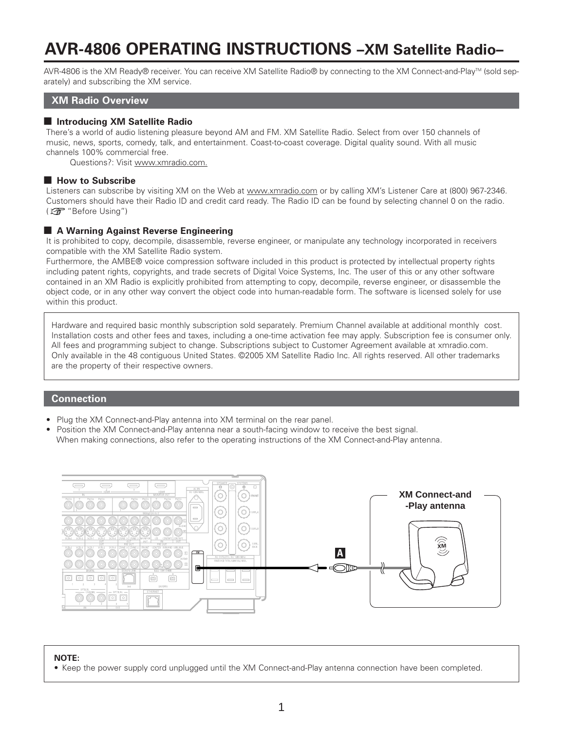# AVR-4806 OPERATING INSTRUCTIONS –XM Satellite Radio–

AVR-4806 is the XM Ready® receiver. You can receive XM Satellite Radio® by connecting to the XM Connect-and-Play™ (sold separately) and subscribing the XM service.

## XM Radio Overview

### ■ Introducing XM Satellite Radio

There's a world of audio listening pleasure beyond AM and FM. XM Satellite Radio. Select from over 150 channels of music, news, sports, comedy, talk, and entertainment. Coast-to-coast coverage. Digital quality sound. With all music channels 100% commercial free.

Questions?: Visit www.xmradio.com.

### ■ How to Subscribe

Listeners can subscribe by visiting XM on the Web at www.xmradio.com or by calling XM's Listener Care at (800) 967-2346. Customers should have their Radio ID and credit card ready. The Radio ID can be found by selecting channel 0 on the radio. (☞ "Before Using")

### ■ A Warning Against Reverse Engineering

It is prohibited to copy, decompile, disassemble, reverse engineer, or manipulate any technology incorporated in receivers compatible with the XM Satellite Radio system.

Furthermore, the AMBE® voice compression software included in this product is protected by intellectual property rights including patent rights, copyrights, and trade secrets of Digital Voice Systems, Inc. The user of this or any other software contained in an XM Radio is explicitly prohibited from attempting to copy, decompile, reverse engineer, or disassemble the object code, or in any other way convert the object code into human-readable form. The software is licensed solely for use within this product.

Hardware and required basic monthly subscription sold separately. Premium Channel available at additional monthly cost. Installation costs and other fees and taxes, including a one-time activation fee may apply. Subscription fee is consumer only. All fees and programming subject to change. Subscriptions subject to Customer Agreement available at xmradio.com. Only available in the 48 contiguous United States. ©2005 XM Satellite Radio Inc. All rights reserved. All other trademarks are the property of their respective owners.

## Connection

- Plug the XM Connect-and-Play antenna into XM terminal on the rear panel.
- Position the XM Connect-and-Play antenna near a south-facing window to receive the best signal.
  When making connections, also refer to the operating instructions of the XM Connect-and-Play antenna.

XM Connect-and-Play antenna

A

**NOTE:**

- Keep the power supply cord unplugged until the XM Connect-and-Play antenna connection have been completed.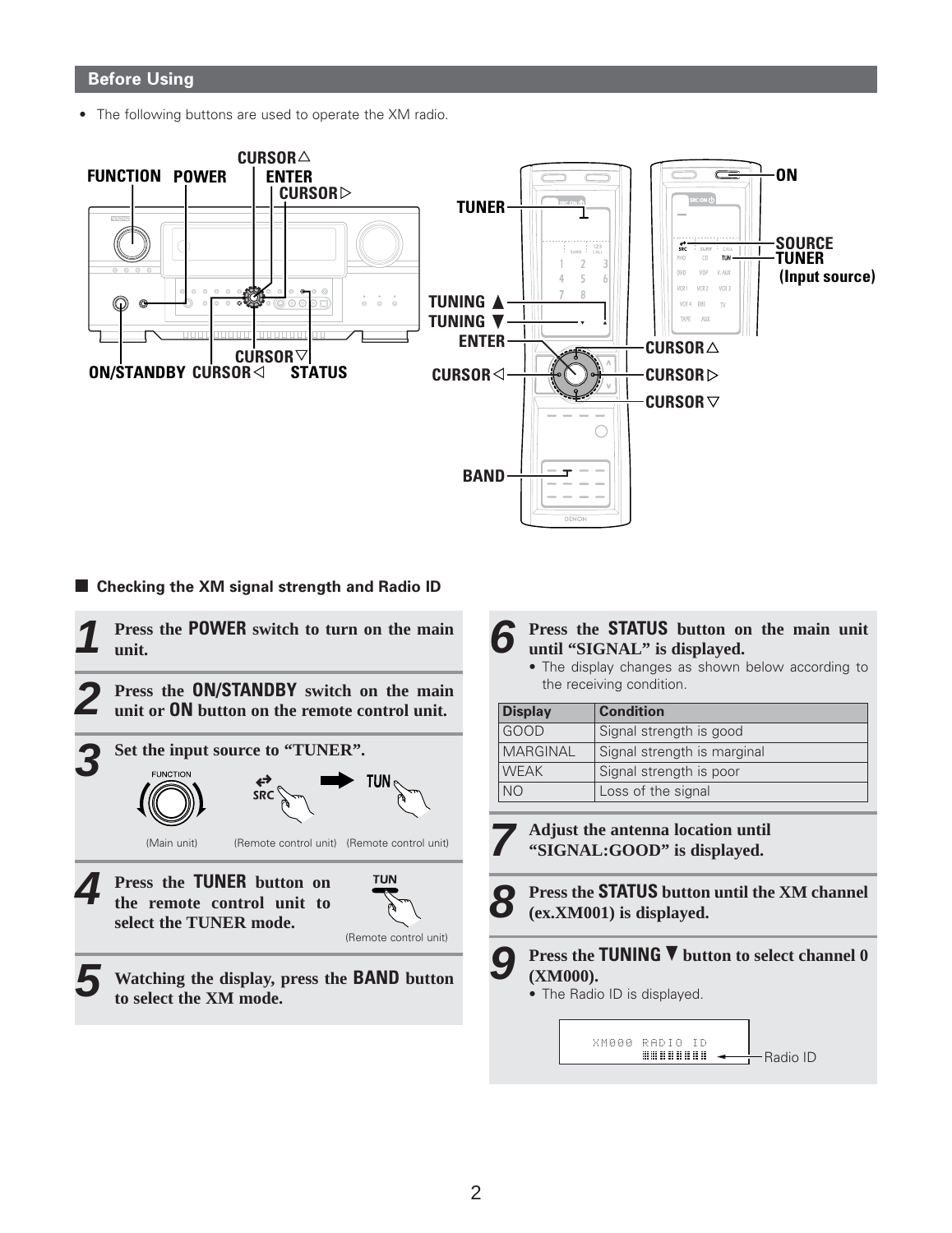## Before Using

- The following buttons are used to operate the XM radio.

FUNCTION POWER CURSOR△ ENTER CURSOR▷

ON/STANDBY CURSOR◁ CURSOR▽ STATUS

TUNER

TUNING ▲
TUNING ▼
ENTER
CURSOR◁
BAND

ON
SOURCE TUNER (Input source)
CURSOR△
CURSOR▷
CURSOR▽

### ■ Checking the XM signal strength and Radio ID

**1** **Press the POWER switch to turn on the main unit.**

**2** **Press the ON/STANDBY switch on the main unit or ON button on the remote control unit.**

**3** **Set the input source to "TUNER".**

FUNCTION (Main unit) SRC (Remote control unit) ➡ TUN (Remote control unit)

**4** **Press the TUNER button on the remote control unit to select the TUNER mode.**

TUN (Remote control unit)

**5** **Watching the display, press the BAND button to select the XM mode.**

**6** **Press the STATUS button on the main unit until "SIGNAL" is displayed.**

- The display changes as shown below according to the receiving condition.

| Display | Condition |
|---|---|
| GOOD | Signal strength is good |
| MARGINAL | Signal strength is marginal |
| WEAK | Signal strength is poor |
| NO | Loss of the signal |

**7** **Adjust the antenna location until "SIGNAL:GOOD" is displayed.**

**8** **Press the STATUS button until the XM channel (ex.XM001) is displayed.**

**9** **Press the TUNING ▼ button to select channel 0 (XM000).**

- The Radio ID is displayed.

XM000 RADIO ID — Radio ID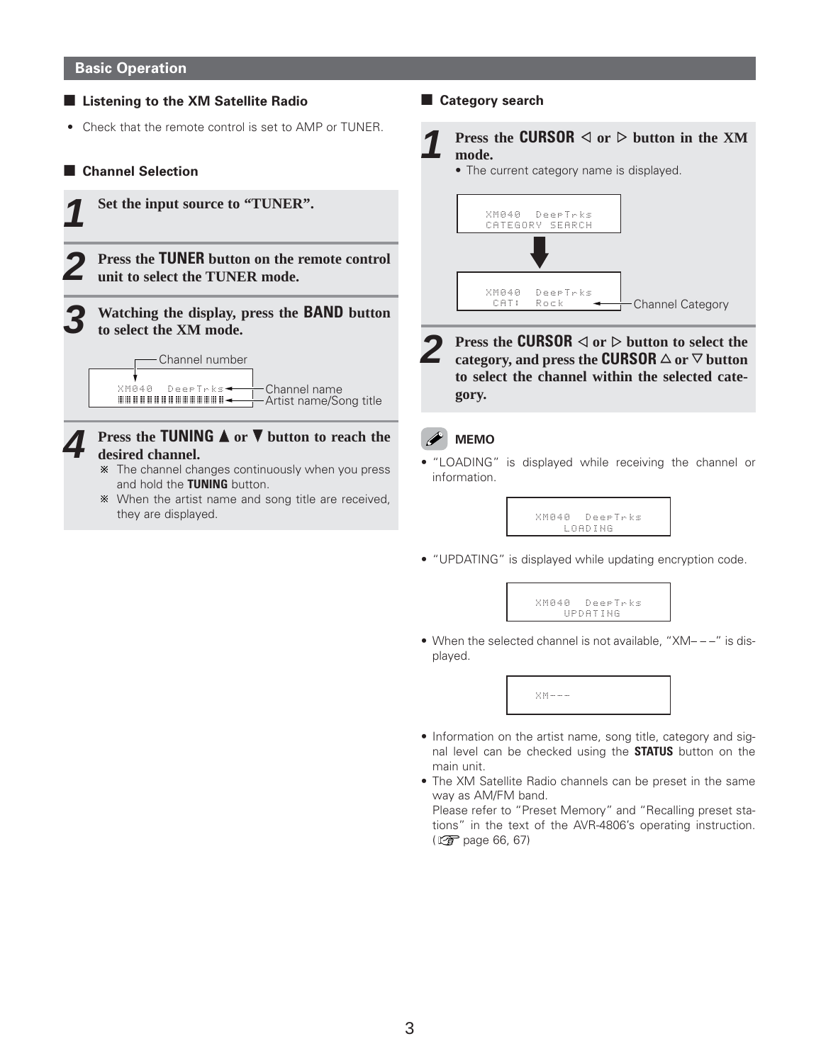## Basic Operation

### ■ Listening to the XM Satellite Radio

- Check that the remote control is set to AMP or TUNER.

### ■ Channel Selection

**1** **Set the input source to "TUNER".**

**2** **Press the TUNER button on the remote control unit to select the TUNER mode.**

**3** **Watching the display, press the BAND button to select the XM mode.**

Channel number

```
XM040  DeepTrks
■■■■■■■■■■■■■■■■
```

Channel name
Artist name/Song title

**4** **Press the TUNING ▲ or ▼ button to reach the desired channel.**

※ The channel changes continuously when you press and hold the **TUNING** button.
※ When the artist name and song title are received, they are displayed.

### ■ Category search

**1** **Press the CURSOR ◁ or ▷ button in the XM mode.**

- The current category name is displayed.

```
XM040  DeepTrks
CATEGORY SEARCH
```

```
XM040  DeepTrks
 CAT:  Rock
```

Channel Category

**2** **Press the CURSOR ◁ or ▷ button to select the category, and press the CURSOR △ or ▽ button to select the channel within the selected category.**

### MEMO

- "LOADING" is displayed while receiving the channel or information.

```
XM040  DeepTrks
    LOADING
```

- "UPDATING" is displayed while updating encryption code.

```
XM040  DeepTrks
    UPDATING
```

- When the selected channel is not available, "XM– – –" is displayed.

```
XM---
```

- Information on the artist name, song title, category and signal level can be checked using the **STATUS** button on the main unit.
- The XM Satellite Radio channels can be preset in the same way as AM/FM band.
  Please refer to "Preset Memory" and "Recalling preset stations" in the text of the AVR-4806's operating instruction. (☞ page 66, 67)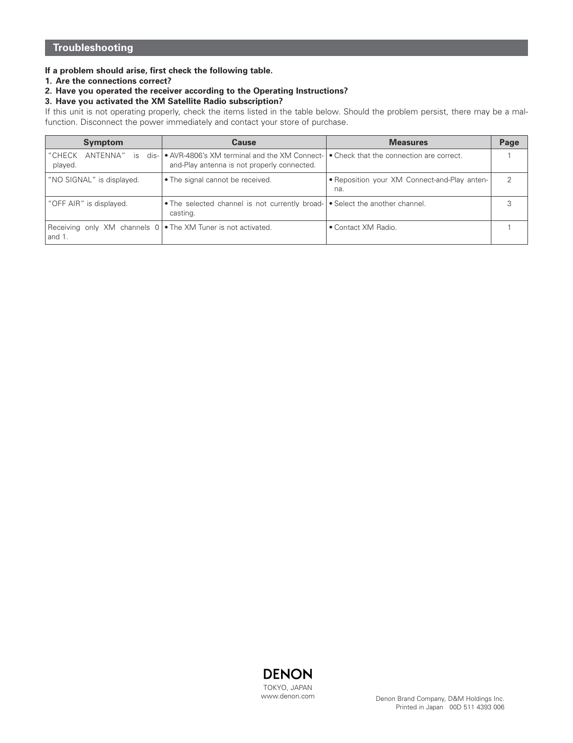## Troubleshooting

**If a problem should arise, first check the following table.**

**1. Are the connections correct?**

**2. Have you operated the receiver according to the Operating Instructions?**

**3. Have you activated the XM Satellite Radio subscription?**

If this unit is not operating properly, check the items listed in the table below. Should the problem persist, there may be a malfunction. Disconnect the power immediately and contact your store of purchase.

| Symptom | Cause | Measures | Page |
| --- | --- | --- | --- |
| "CHECK ANTENNA" is displayed. | • AVR-4806's XM terminal and the XM Connect-and-Play antenna is not properly connected. | • Check that the connection are correct. | 1 |
| "NO SIGNAL" is displayed. | • The signal cannot be received. | • Reposition your XM Connect-and-Play antenna. | 2 |
| "OFF AIR" is displayed. | • The selected channel is not currently broadcasting. | • Select the another channel. | 3 |
| Receiving only XM channels 0 and 1. | • The XM Tuner is not activated. | • Contact XM Radio. | 1 |

**DENON**

TOKYO, JAPAN
www.denon.com

Denon Brand Company, D&M Holdings Inc.
Printed in Japan 00D 511 4393 006